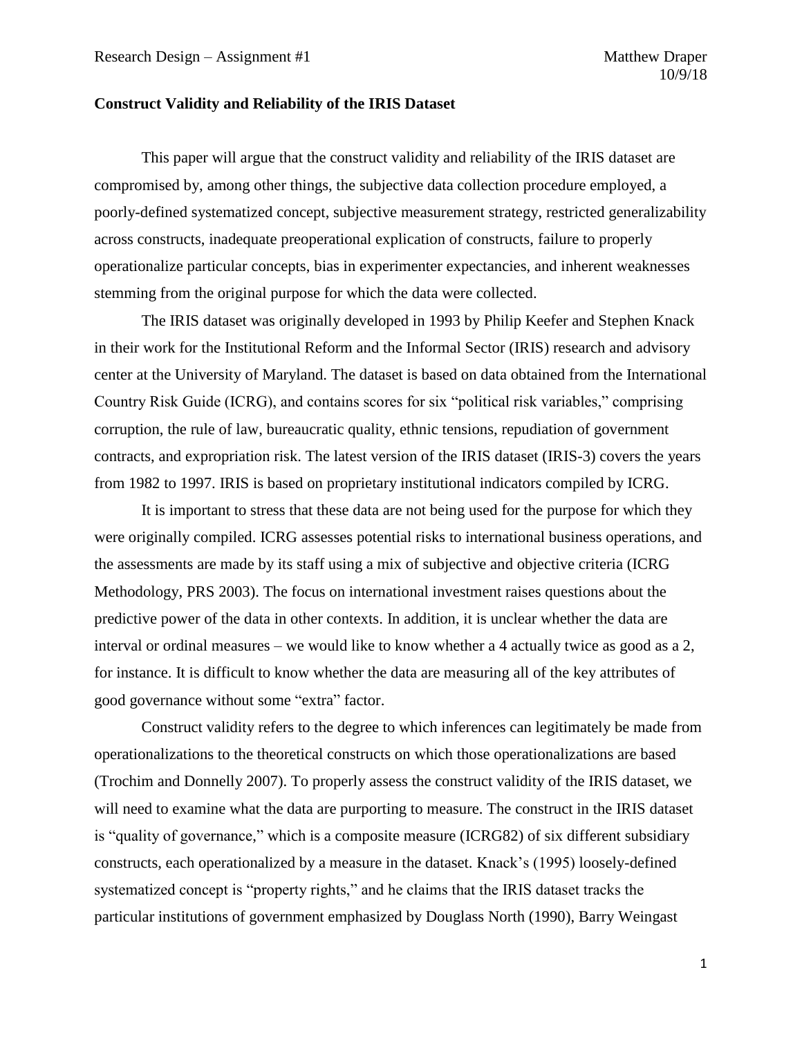Research Design – Assignment #1 Matthew Draper
10/9/18

**Construct Validity and Reliability of the IRIS Dataset**

This paper will argue that the construct validity and reliability of the IRIS dataset are compromised by, among other things, the subjective data collection procedure employed, a poorly-defined systematized concept, subjective measurement strategy, restricted generalizability across constructs, inadequate preoperational explication of constructs, failure to properly operationalize particular concepts, bias in experimenter expectancies, and inherent weaknesses stemming from the original purpose for which the data were collected.

The IRIS dataset was originally developed in 1993 by Philip Keefer and Stephen Knack in their work for the Institutional Reform and the Informal Sector (IRIS) research and advisory center at the University of Maryland. The dataset is based on data obtained from the International Country Risk Guide (ICRG), and contains scores for six "political risk variables," comprising corruption, the rule of law, bureaucratic quality, ethnic tensions, repudiation of government contracts, and expropriation risk. The latest version of the IRIS dataset (IRIS-3) covers the years from 1982 to 1997. IRIS is based on proprietary institutional indicators compiled by ICRG.

It is important to stress that these data are not being used for the purpose for which they were originally compiled. ICRG assesses potential risks to international business operations, and the assessments are made by its staff using a mix of subjective and objective criteria (ICRG Methodology, PRS 2003). The focus on international investment raises questions about the predictive power of the data in other contexts. In addition, it is unclear whether the data are interval or ordinal measures – we would like to know whether a 4 actually twice as good as a 2, for instance. It is difficult to know whether the data are measuring all of the key attributes of good governance without some "extra" factor.

Construct validity refers to the degree to which inferences can legitimately be made from operationalizations to the theoretical constructs on which those operationalizations are based (Trochim and Donnelly 2007). To properly assess the construct validity of the IRIS dataset, we will need to examine what the data are purporting to measure. The construct in the IRIS dataset is "quality of governance," which is a composite measure (ICRG82) of six different subsidiary constructs, each operationalized by a measure in the dataset. Knack's (1995) loosely-defined systematized concept is "property rights," and he claims that the IRIS dataset tracks the particular institutions of government emphasized by Douglass North (1990), Barry Weingast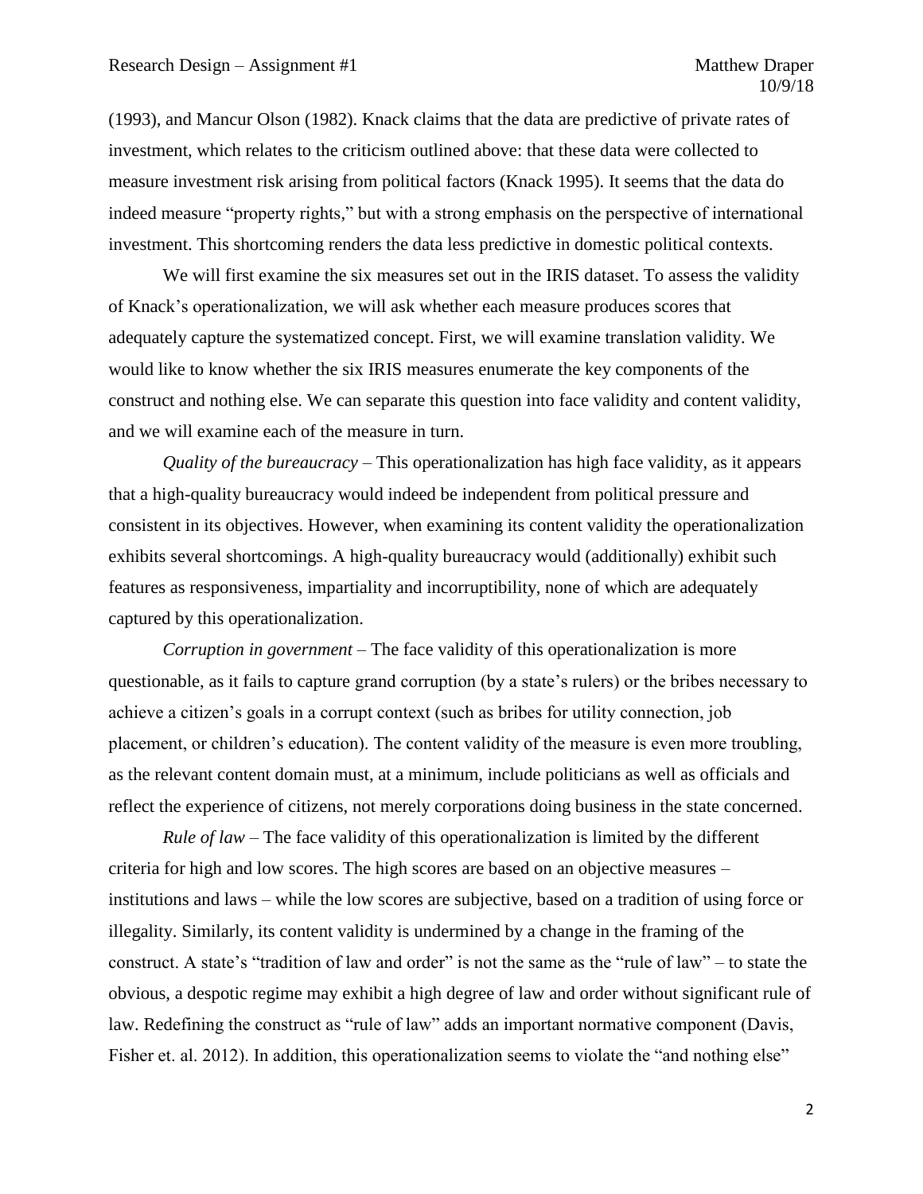(1993), and Mancur Olson (1982). Knack claims that the data are predictive of private rates of investment, which relates to the criticism outlined above: that these data were collected to measure investment risk arising from political factors (Knack 1995). It seems that the data do indeed measure "property rights," but with a strong emphasis on the perspective of international investment. This shortcoming renders the data less predictive in domestic political contexts.

We will first examine the six measures set out in the IRIS dataset. To assess the validity of Knack's operationalization, we will ask whether each measure produces scores that adequately capture the systematized concept. First, we will examine translation validity. We would like to know whether the six IRIS measures enumerate the key components of the construct and nothing else. We can separate this question into face validity and content validity, and we will examine each of the measure in turn.

*Quality of the bureaucracy* – This operationalization has high face validity, as it appears that a high-quality bureaucracy would indeed be independent from political pressure and consistent in its objectives. However, when examining its content validity the operationalization exhibits several shortcomings. A high-quality bureaucracy would (additionally) exhibit such features as responsiveness, impartiality and incorruptibility, none of which are adequately captured by this operationalization.

*Corruption in government* – The face validity of this operationalization is more questionable, as it fails to capture grand corruption (by a state's rulers) or the bribes necessary to achieve a citizen's goals in a corrupt context (such as bribes for utility connection, job placement, or children's education). The content validity of the measure is even more troubling, as the relevant content domain must, at a minimum, include politicians as well as officials and reflect the experience of citizens, not merely corporations doing business in the state concerned.

*Rule of law* – The face validity of this operationalization is limited by the different criteria for high and low scores. The high scores are based on an objective measures – institutions and laws – while the low scores are subjective, based on a tradition of using force or illegality. Similarly, its content validity is undermined by a change in the framing of the construct. A state's "tradition of law and order" is not the same as the "rule of law" – to state the obvious, a despotic regime may exhibit a high degree of law and order without significant rule of law. Redefining the construct as "rule of law" adds an important normative component (Davis, Fisher et. al. 2012). In addition, this operationalization seems to violate the "and nothing else"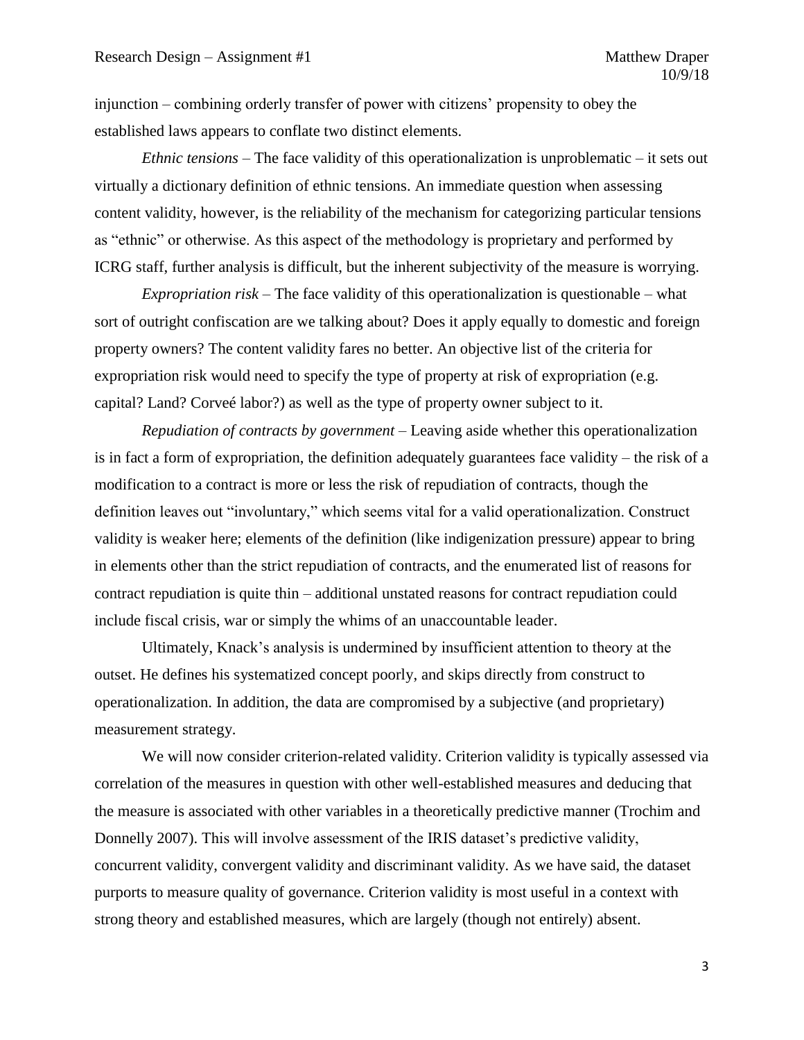injunction – combining orderly transfer of power with citizens' propensity to obey the established laws appears to conflate two distinct elements.

*Ethnic tensions* – The face validity of this operationalization is unproblematic – it sets out virtually a dictionary definition of ethnic tensions. An immediate question when assessing content validity, however, is the reliability of the mechanism for categorizing particular tensions as "ethnic" or otherwise. As this aspect of the methodology is proprietary and performed by ICRG staff, further analysis is difficult, but the inherent subjectivity of the measure is worrying.

*Expropriation risk* – The face validity of this operationalization is questionable – what sort of outright confiscation are we talking about? Does it apply equally to domestic and foreign property owners? The content validity fares no better. An objective list of the criteria for expropriation risk would need to specify the type of property at risk of expropriation (e.g. capital? Land? Corveé labor?) as well as the type of property owner subject to it.

*Repudiation of contracts by government* – Leaving aside whether this operationalization is in fact a form of expropriation, the definition adequately guarantees face validity – the risk of a modification to a contract is more or less the risk of repudiation of contracts, though the definition leaves out "involuntary," which seems vital for a valid operationalization. Construct validity is weaker here; elements of the definition (like indigenization pressure) appear to bring in elements other than the strict repudiation of contracts, and the enumerated list of reasons for contract repudiation is quite thin – additional unstated reasons for contract repudiation could include fiscal crisis, war or simply the whims of an unaccountable leader.

Ultimately, Knack's analysis is undermined by insufficient attention to theory at the outset. He defines his systematized concept poorly, and skips directly from construct to operationalization. In addition, the data are compromised by a subjective (and proprietary) measurement strategy.

We will now consider criterion-related validity. Criterion validity is typically assessed via correlation of the measures in question with other well-established measures and deducing that the measure is associated with other variables in a theoretically predictive manner (Trochim and Donnelly 2007). This will involve assessment of the IRIS dataset's predictive validity, concurrent validity, convergent validity and discriminant validity. As we have said, the dataset purports to measure quality of governance. Criterion validity is most useful in a context with strong theory and established measures, which are largely (though not entirely) absent.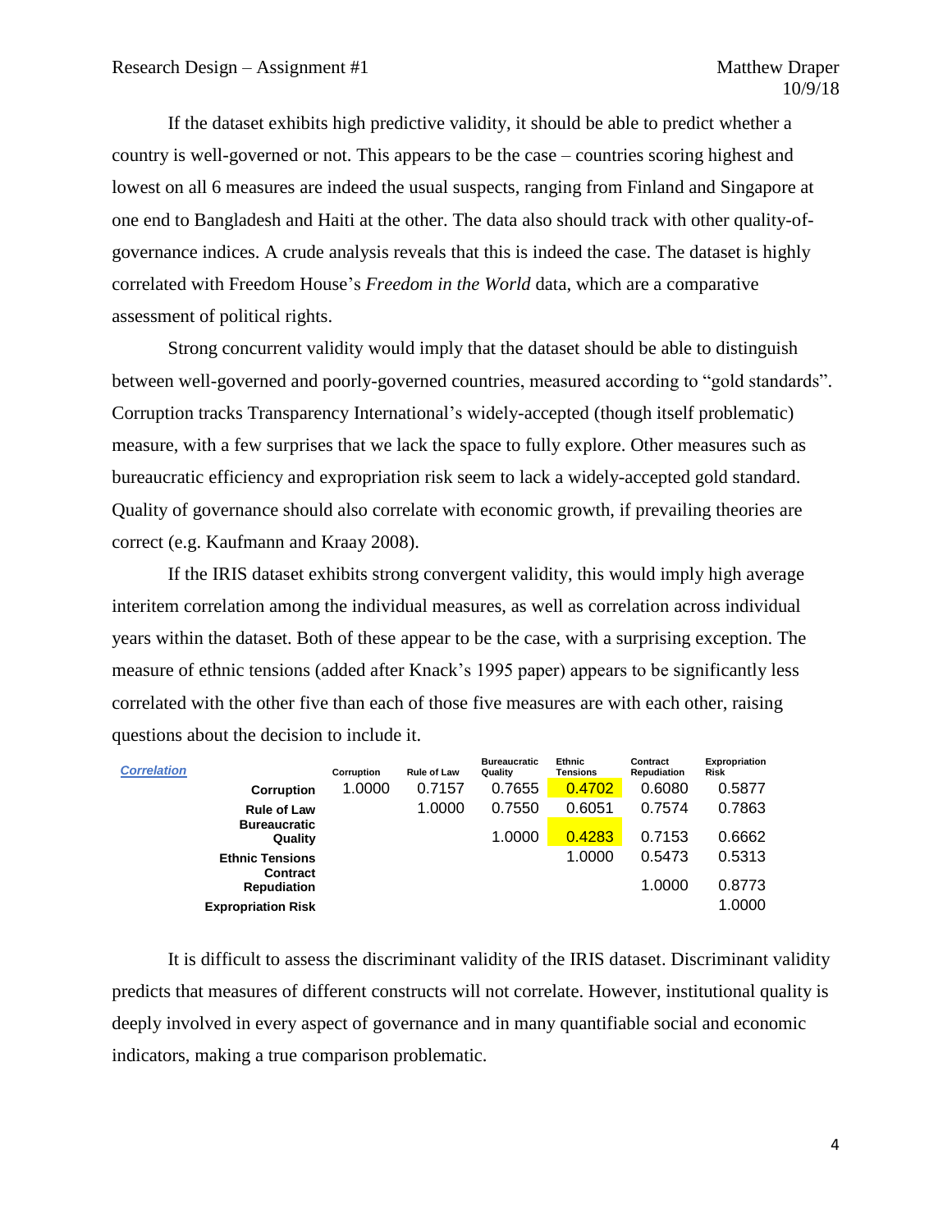If the dataset exhibits high predictive validity, it should be able to predict whether a country is well-governed or not. This appears to be the case – countries scoring highest and lowest on all 6 measures are indeed the usual suspects, ranging from Finland and Singapore at one end to Bangladesh and Haiti at the other. The data also should track with other quality-of-governance indices. A crude analysis reveals that this is indeed the case. The dataset is highly correlated with Freedom House's *Freedom in the World* data, which are a comparative assessment of political rights.

Strong concurrent validity would imply that the dataset should be able to distinguish between well-governed and poorly-governed countries, measured according to "gold standards". Corruption tracks Transparency International's widely-accepted (though itself problematic) measure, with a few surprises that we lack the space to fully explore. Other measures such as bureaucratic efficiency and expropriation risk seem to lack a widely-accepted gold standard. Quality of governance should also correlate with economic growth, if prevailing theories are correct (e.g. Kaufmann and Kraay 2008).

If the IRIS dataset exhibits strong convergent validity, this would imply high average interitem correlation among the individual measures, as well as correlation across individual years within the dataset. Both of these appear to be the case, with a surprising exception. The measure of ethnic tensions (added after Knack's 1995 paper) appears to be significantly less correlated with the other five than each of those five measures are with each other, raising questions about the decision to include it.

| *Correlation* | Corruption | Rule of Law | Bureaucratic Quality | Ethnic Tensions | Contract Repudiation | Expropriation Risk |
|---|---|---|---|---|---|---|
| **Corruption** | 1.0000 | 0.7157 | 0.7655 | 0.4702 | 0.6080 | 0.5877 |
| **Rule of Law** | | 1.0000 | 0.7550 | 0.6051 | 0.7574 | 0.7863 |
| **Bureaucratic Quality** | | | 1.0000 | 0.4283 | 0.7153 | 0.6662 |
| **Ethnic Tensions** | | | | 1.0000 | 0.5473 | 0.5313 |
| **Contract Repudiation** | | | | | 1.0000 | 0.8773 |
| **Expropriation Risk** | | | | | | 1.0000 |

It is difficult to assess the discriminant validity of the IRIS dataset. Discriminant validity predicts that measures of different constructs will not correlate. However, institutional quality is deeply involved in every aspect of governance and in many quantifiable social and economic indicators, making a true comparison problematic.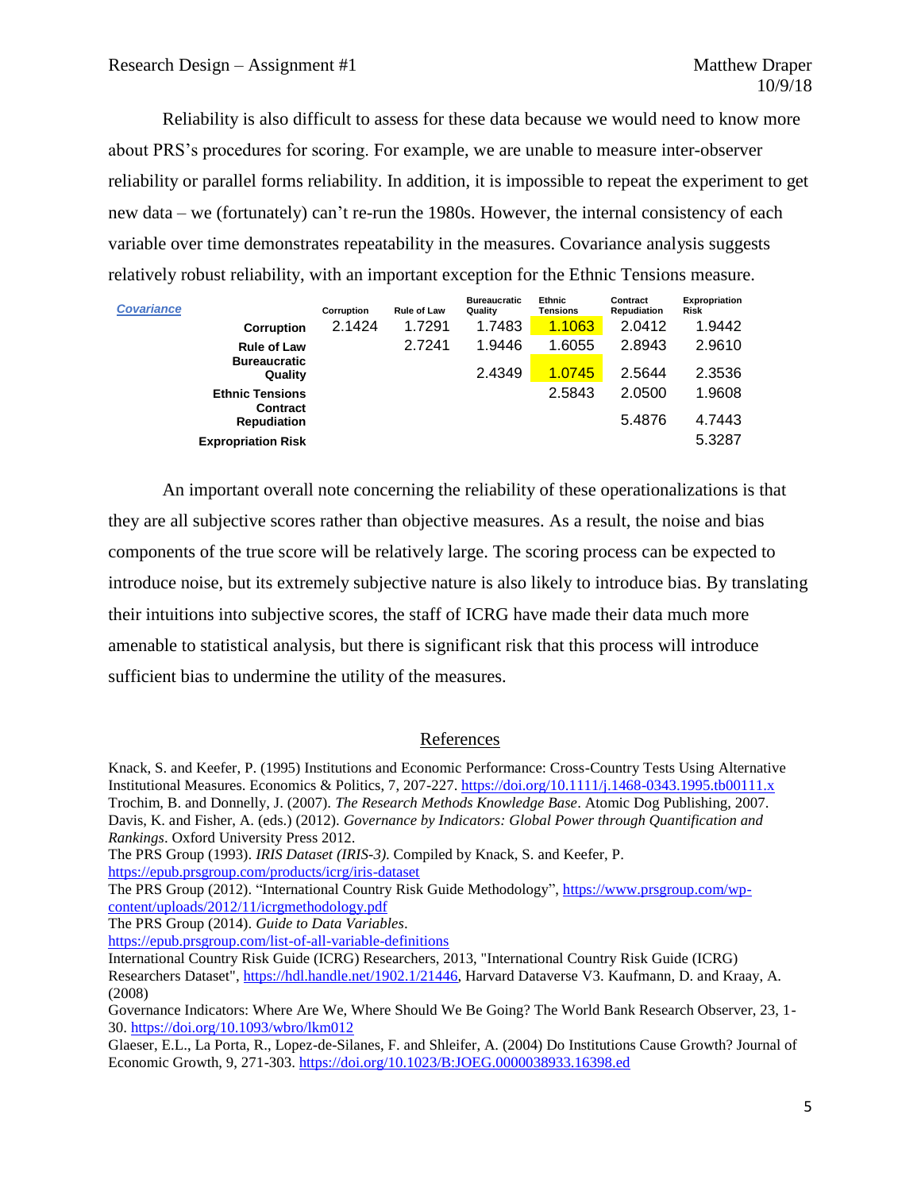Reliability is also difficult to assess for these data because we would need to know more about PRS's procedures for scoring. For example, we are unable to measure inter-observer reliability or parallel forms reliability. In addition, it is impossible to repeat the experiment to get new data – we (fortunately) can't re-run the 1980s. However, the internal consistency of each variable over time demonstrates repeatability in the measures. Covariance analysis suggests relatively robust reliability, with an important exception for the Ethnic Tensions measure.

| *Covariance* | Corruption | Rule of Law | Bureaucratic Quality | Ethnic Tensions | Contract Repudiation | Expropriation Risk |
|---|---|---|---|---|---|---|
| **Corruption** | 2.1424 | 1.7291 | 1.7483 | 1.1063 | 2.0412 | 1.9442 |
| **Rule of Law** | | 2.7241 | 1.9446 | 1.6055 | 2.8943 | 2.9610 |
| **Bureaucratic Quality** | | | 2.4349 | 1.0745 | 2.5644 | 2.3536 |
| **Ethnic Tensions** | | | | 2.5843 | 2.0500 | 1.9608 |
| **Contract Repudiation** | | | | | 5.4876 | 4.7443 |
| **Expropriation Risk** | | | | | | 5.3287 |

An important overall note concerning the reliability of these operationalizations is that they are all subjective scores rather than objective measures. As a result, the noise and bias components of the true score will be relatively large. The scoring process can be expected to introduce noise, but its extremely subjective nature is also likely to introduce bias. By translating their intuitions into subjective scores, the staff of ICRG have made their data much more amenable to statistical analysis, but there is significant risk that this process will introduce sufficient bias to undermine the utility of the measures.

## References

Knack, S. and Keefer, P. (1995) Institutions and Economic Performance: Cross-Country Tests Using Alternative Institutional Measures. Economics & Politics, 7, 207-227. https://doi.org/10.1111/j.1468-0343.1995.tb00111.x

Trochim, B. and Donnelly, J. (2007). *The Research Methods Knowledge Base*. Atomic Dog Publishing, 2007.

Davis, K. and Fisher, A. (eds.) (2012). *Governance by Indicators: Global Power through Quantification and Rankings*. Oxford University Press 2012.

The PRS Group (1993). *IRIS Dataset (IRIS-3)*. Compiled by Knack, S. and Keefer, P. https://epub.prsgroup.com/products/icrg/iris-dataset

The PRS Group (2012). "International Country Risk Guide Methodology", https://www.prsgroup.com/wp-content/uploads/2012/11/icrgmethodology.pdf

The PRS Group (2014). *Guide to Data Variables*. https://epub.prsgroup.com/list-of-all-variable-definitions

International Country Risk Guide (ICRG) Researchers, 2013, "International Country Risk Guide (ICRG) Researchers Dataset", https://hdl.handle.net/1902.1/21446, Harvard Dataverse V3. Kaufmann, D. and Kraay, A. (2008)

Governance Indicators: Where Are We, Where Should We Be Going? The World Bank Research Observer, 23, 1-30. https://doi.org/10.1093/wbro/lkm012

Glaeser, E.L., La Porta, R., Lopez-de-Silanes, F. and Shleifer, A. (2004) Do Institutions Cause Growth? Journal of Economic Growth, 9, 271-303. https://doi.org/10.1023/B:JOEG.0000038933.16398.ed